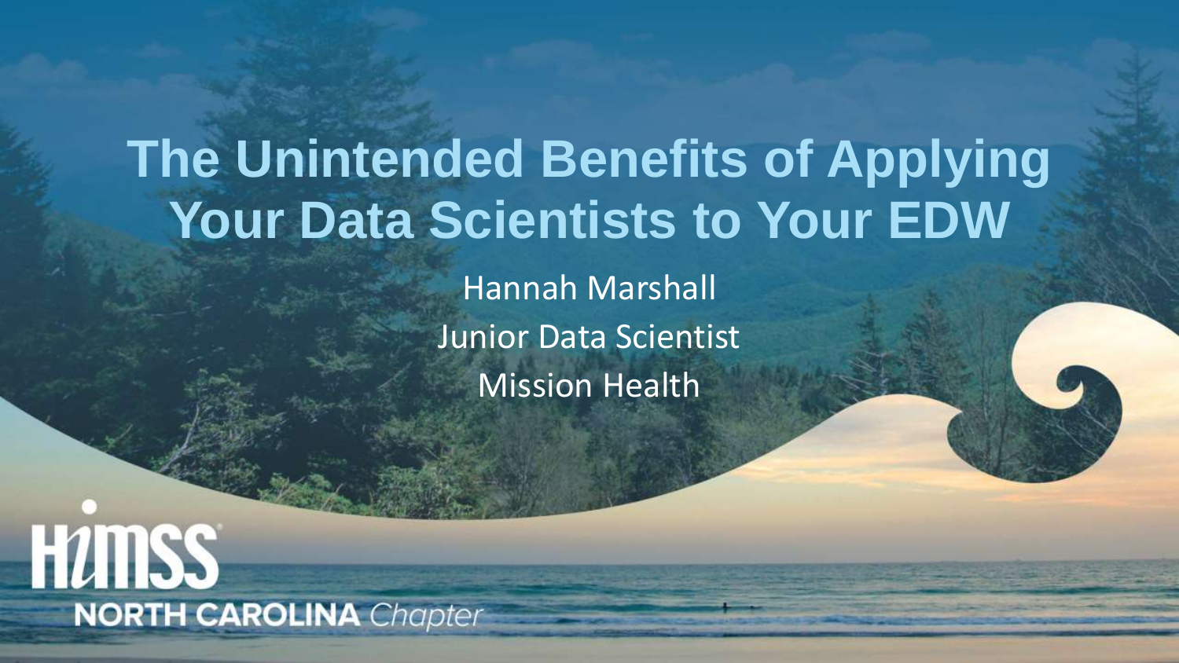# The Unintended Benefits of Applying Your Data Scientists to Your EDW

Hannah Marshall

Junior Data Scientist

Mission Health

HIMSS NORTH CAROLINA *Chapter*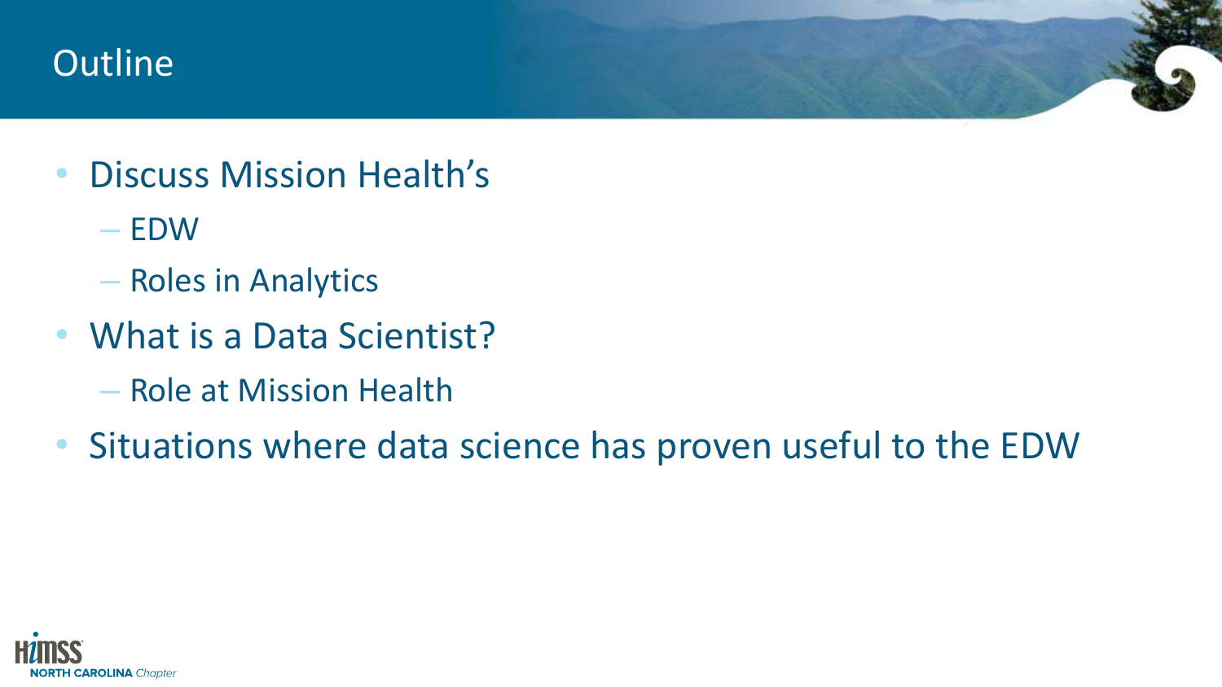# Outline

- Discuss Mission Health's
  - EDW
  - Roles in Analytics
- What is a Data Scientist?
  - Role at Mission Health
- Situations where data science has proven useful to the EDW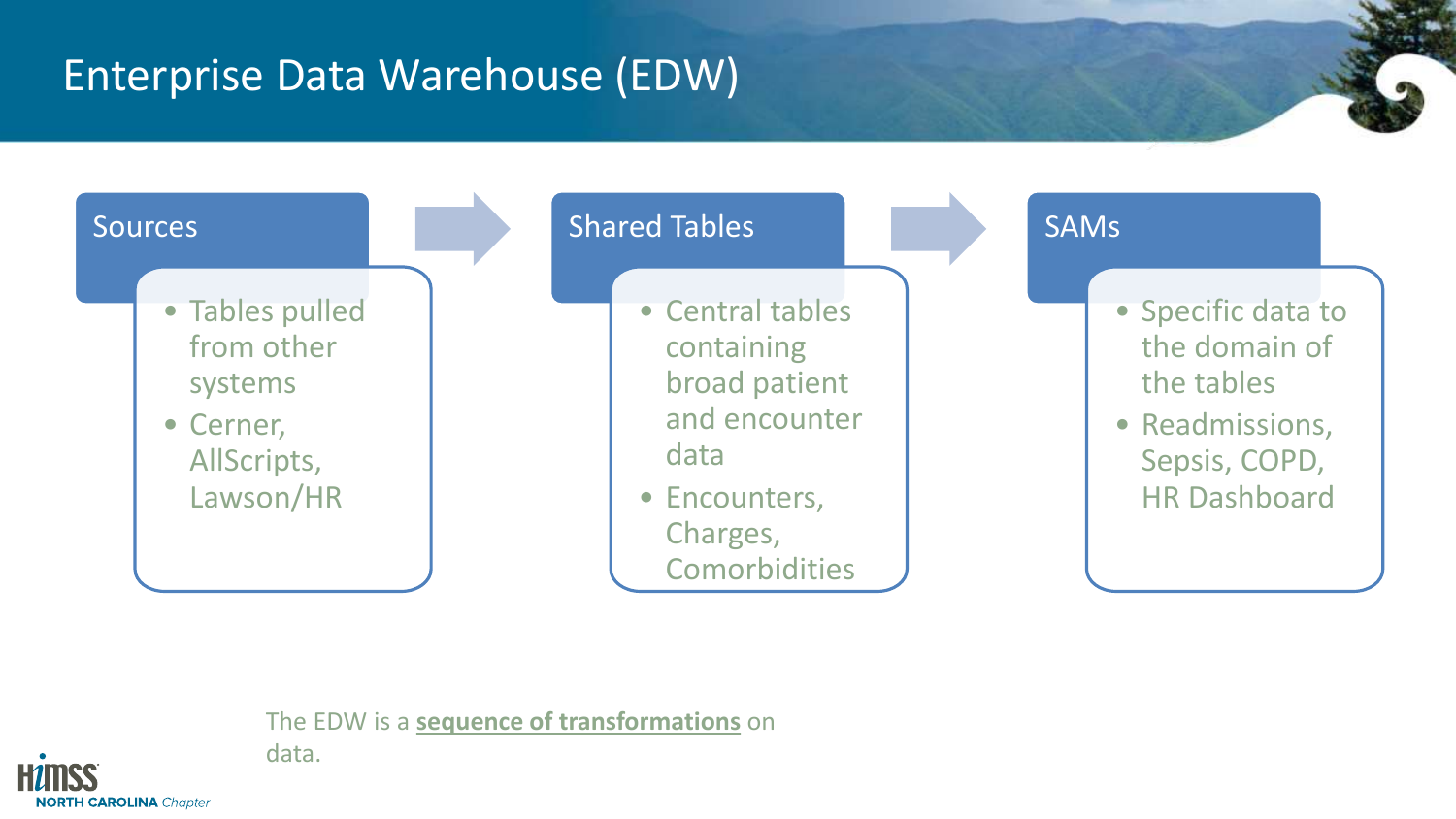# Enterprise Data Warehouse (EDW)

## Sources

- Tables pulled from other systems
- Cerner, AllScripts, Lawson/HR

## Shared Tables

- Central tables containing broad patient and encounter data
- Encounters, Charges, Comorbidities

## SAMs

- Specific data to the domain of the tables
- Readmissions, Sepsis, COPD, HR Dashboard

The EDW is a **sequence of transformations** on data.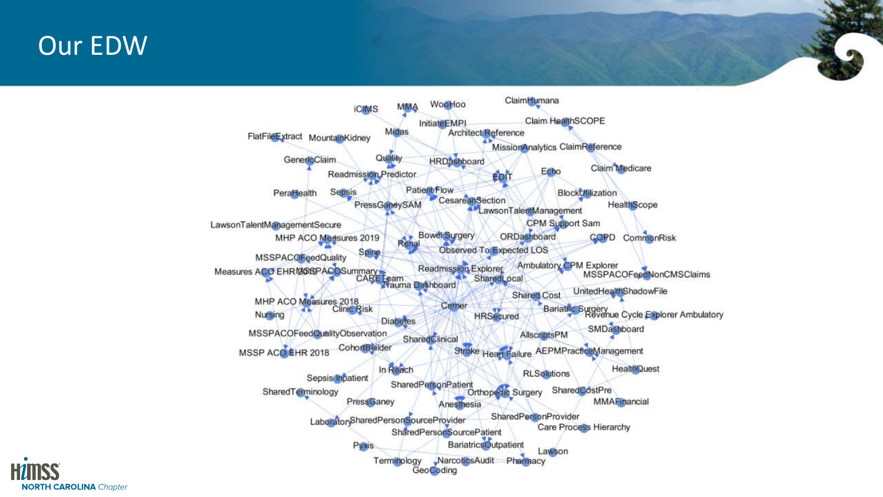# Our EDW

iCIMS
MMA
WooHoo
ClaimHumana
InitiateEMPI
Claim HealthSCOPE
FlatFileExtract
MountainKidney
Midas
Architect Reference
MissionAnalytics
ClaimReference
GenericClaim
Quality
HRDashboard
Echo
Claim Medicare
Readmission Predictor
EDIT
PeraHealth
Sepsis
Patient Flow
BlockUtilization
PressGaneySAM
CesareanSection
HealthScope
LawsonTalentManagement
LawsonTalentManagementSecure
CPM Support Sam
MHP ACO Measures 2019
Bowel Surgery
ORDashboard
COPD
CommonRisk
Renal
Spine
Observed To Expected LOS
MSSPACOFeedQuality
Readmission Explorer
Ambulatory CPM Explorer
Measures ACO EHR 2019
MSSPACOSummary
MSSPACOFeedNonCMSClaims
CARETeam
SharedLocal
Trauma Dashboard
UnitedHealthShadowFile
Shared Cost
MHP ACO Measures 2018
Cerner
Bariatric Surgery
Clinic Risk
Revenue Cycle Explorer Ambulatory
Nursing
HRSecured
Diabetes
SMDashboard
MSSPACOFeedQualityObservation
SharedClinical
AllscriptsPM
CohortBuilder
MSSP ACO EHR 2018
Stroke
Heart Failure
AEPMPracticeManagement
In Reach
HealthQuest
RLSolutions
Sepsis Inpatient
SharedPersonPatient
SharedTerminology
Orthopedic Surgery
SharedCostPre
PressGaney
Anesthesia
MMAFinancial
SharedPersonProvider
Laboratory
SharedPersonSourceProvider
Care Process Hierarchy
SharedPersonSourcePatient
BariatricsOutpatient
Pyxis
Lawson
Terminology
NarcoticsAudit
Pharmacy
GeoCoding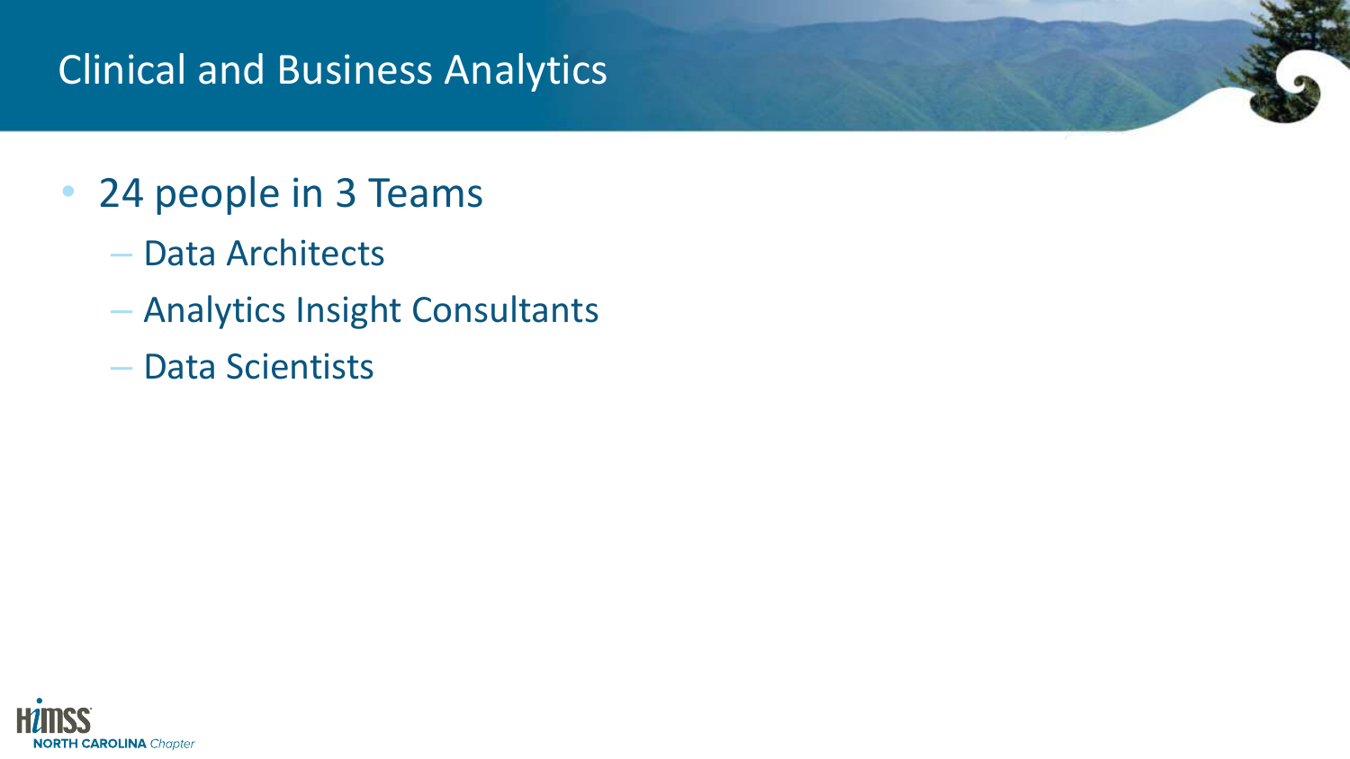# Clinical and Business Analytics

- 24 people in 3 Teams
  - Data Architects
  - Analytics Insight Consultants
  - Data Scientists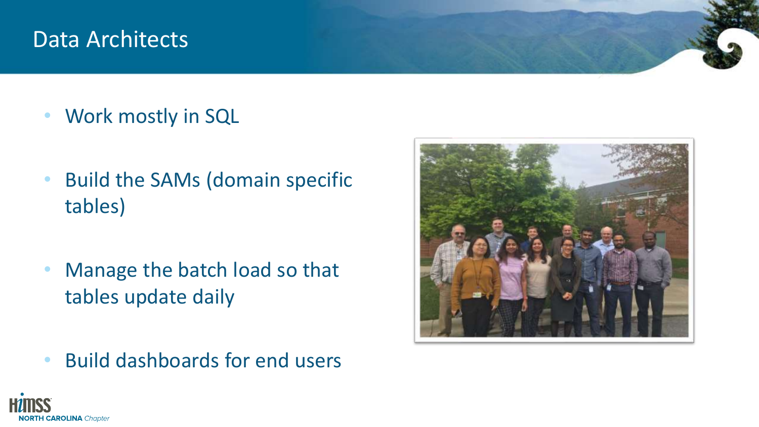# Data Architects

- Work mostly in SQL
- Build the SAMs (domain specific tables)
- Manage the batch load so that tables update daily
- Build dashboards for end users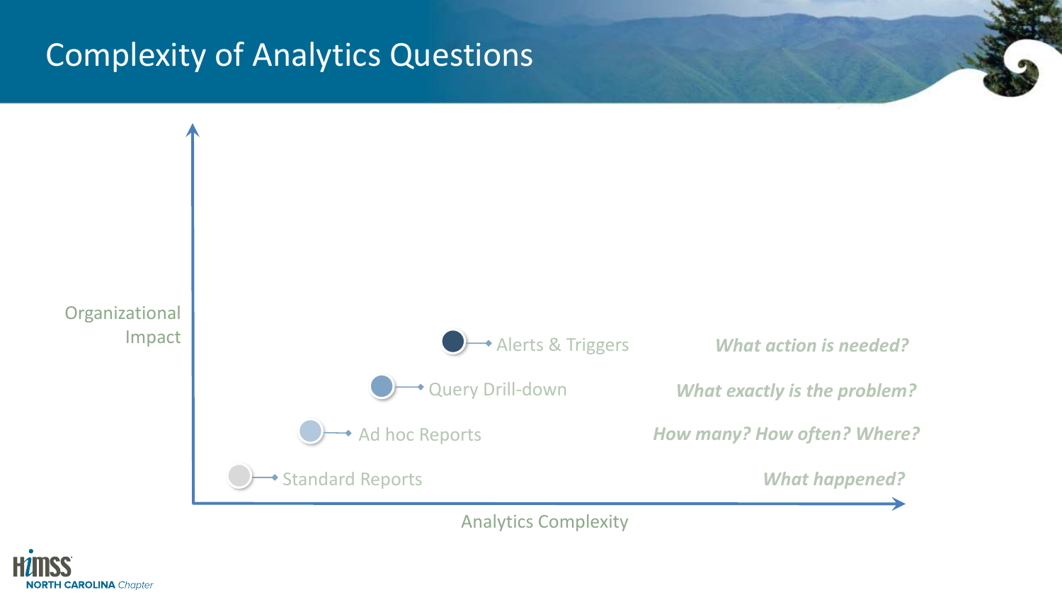# Complexity of Analytics Questions

Organizational Impact

| Level | Question |
| --- | --- |
| Alerts & Triggers | *What action is needed?* |
| Query Drill-down | *What exactly is the problem?* |
| Ad hoc Reports | *How many? How often? Where?* |
| Standard Reports | *What happened?* |

Analytics Complexity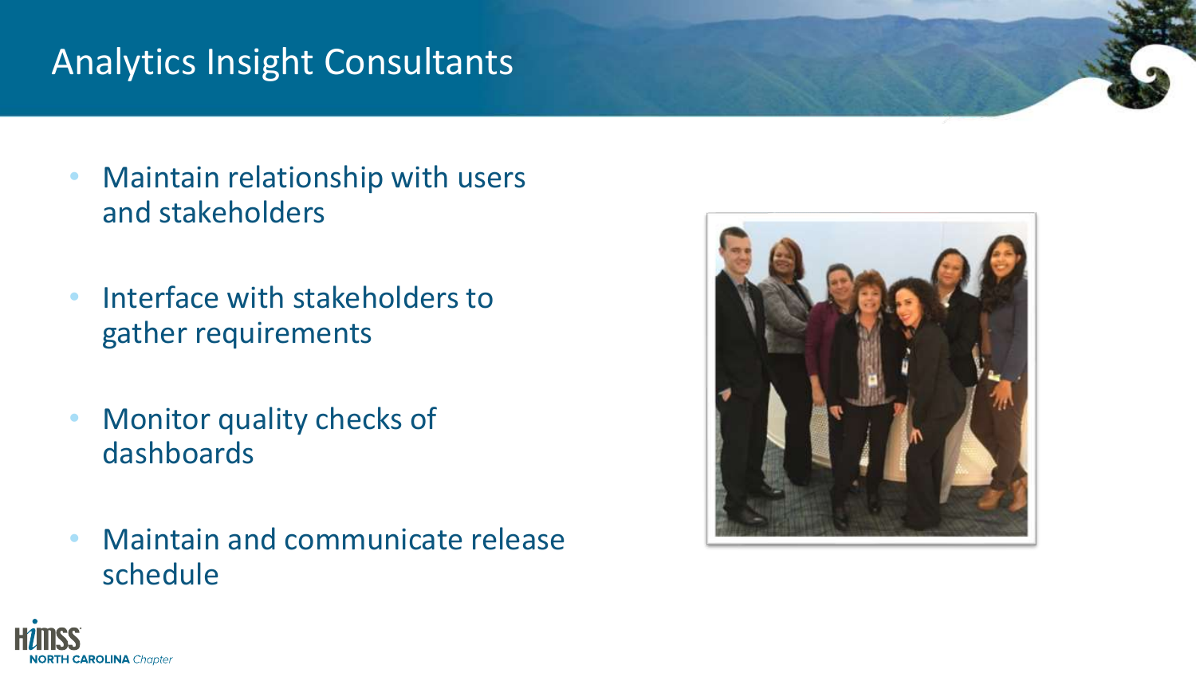# Analytics Insight Consultants

- Maintain relationship with users and stakeholders
- Interface with stakeholders to gather requirements
- Monitor quality checks of dashboards
- Maintain and communicate release schedule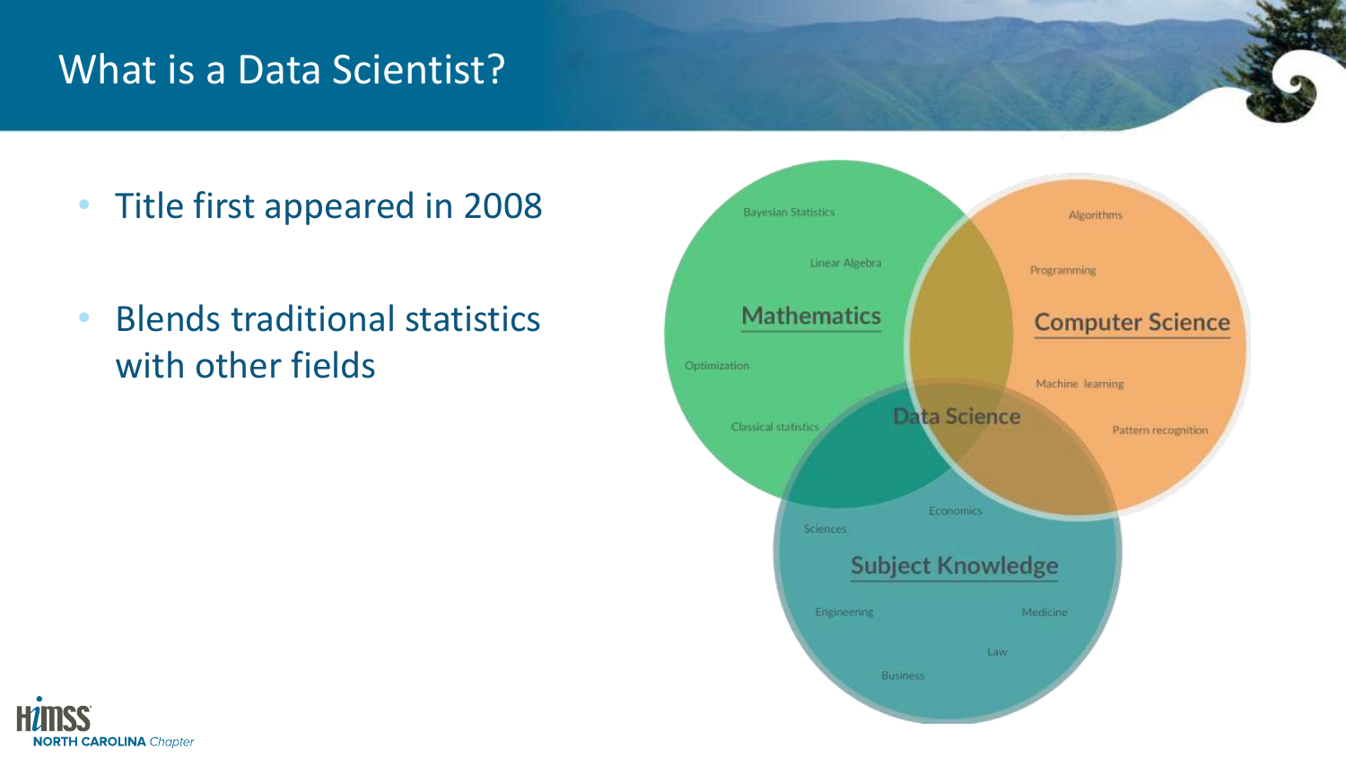# What is a Data Scientist?

- Title first appeared in 2008
- Blends traditional statistics with other fields

Mathematics: Bayesian Statistics, Linear Algebra, Optimization, Classical statistics

Computer Science: Algorithms, Programming, Machine learning, Pattern recognition

Subject Knowledge: Economics, Sciences, Engineering, Medicine, Law, Business

Data Science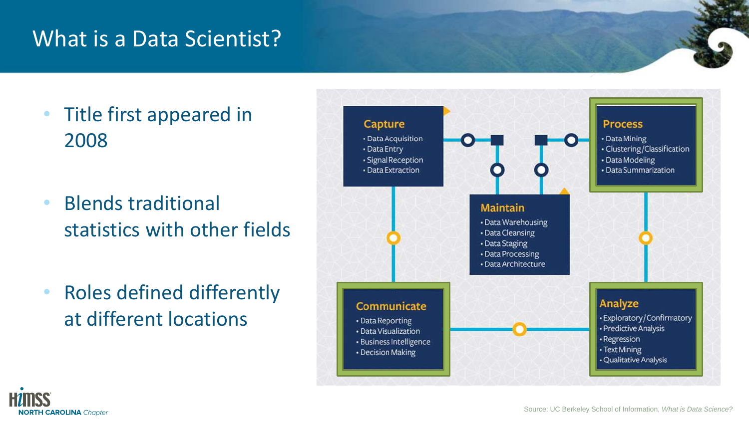# What is a Data Scientist?

- Title first appeared in 2008
- Blends traditional statistics with other fields
- Roles defined differently at different locations

**Capture**
- Data Acquisition
- Data Entry
- Signal Reception
- Data Extraction

**Process**
- Data Mining
- Clustering/Classification
- Data Modeling
- Data Summarization

**Maintain**
- Data Warehousing
- Data Cleansing
- Data Staging
- Data Processing
- Data Architecture

**Communicate**
- Data Reporting
- Data Visualization
- Business Intelligence
- Decision Making

**Analyze**
- Exploratory/Confirmatory
- Predictive Analysis
- Regression
- Text Mining
- Qualitative Analysis

Source: UC Berkeley School of Information, *What is Data Science?*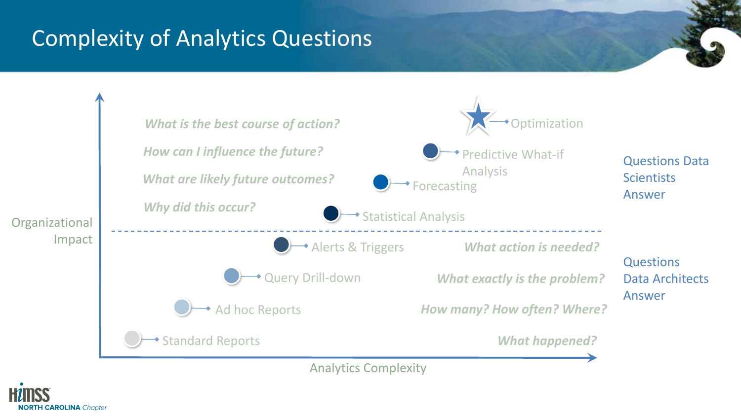# Complexity of Analytics Questions

**Questions Data Scientists Answer**

| Question | Analytics Type |
| --- | --- |
| *What is the best course of action?* | Optimization |
| *How can I influence the future?* | Predictive What-if Analysis |
| *What are likely future outcomes?* | Forecasting |
| *Why did this occur?* | Statistical Analysis |

**Questions Data Architects Answer**

| Analytics Type | Question |
| --- | --- |
| Alerts & Triggers | *What action is needed?* |
| Query Drill-down | *What exactly is the problem?* |
| Ad hoc Reports | *How many? How often? Where?* |
| Standard Reports | *What happened?* |

Y-axis: Organizational Impact

X-axis: Analytics Complexity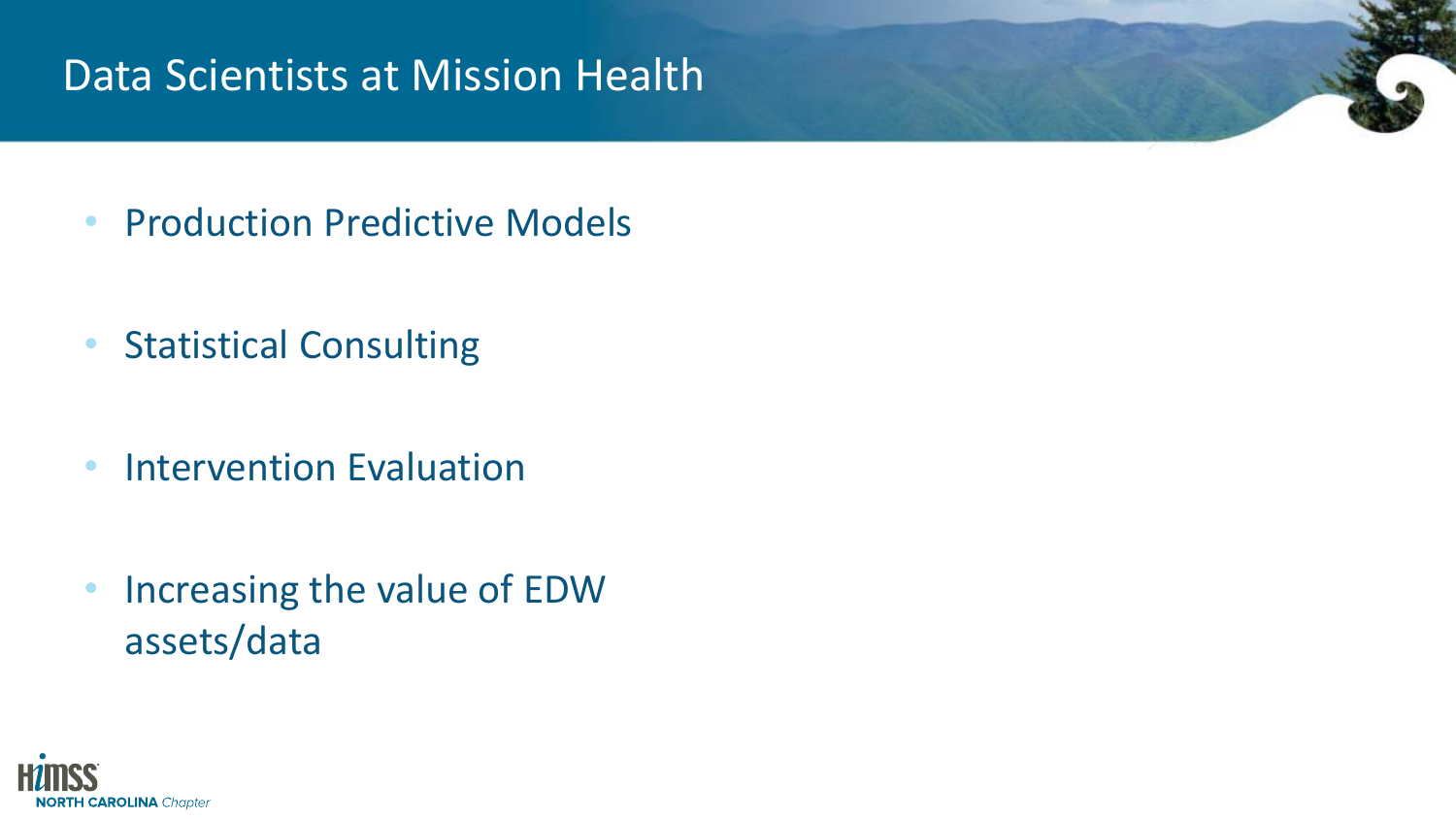# Data Scientists at Mission Health

- Production Predictive Models
- Statistical Consulting
- Intervention Evaluation
- Increasing the value of EDW assets/data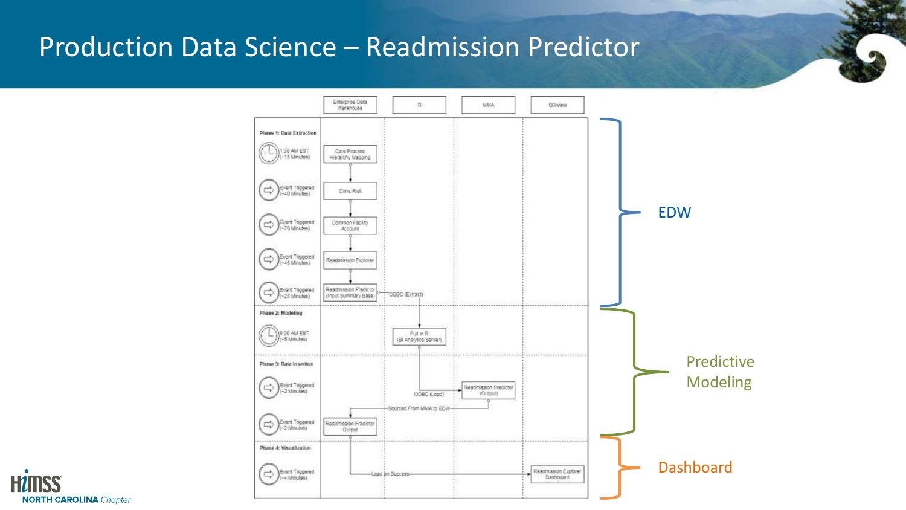# Production Data Science – Readmission Predictor

| | Enterprise Data Warehouse | R | MMA | Qlikview |
|---|---|---|---|---|
| **Phase 1: Data Extraction** | | | | |
| 1:30 AM EST (~15 Minutes) | Care Process Hierarchy Mapping | | | |
| Event Triggered (~40 Minutes) | Clinic Risk | | | |
| Event Triggered (~70 Minutes) | Common Facility Account | | | |
| Event Triggered (~45 Minutes) | Readmission Explorer | | | |
| Event Triggered (~25 Minutes) | Readmission Predictor (Input Summary Base) | ODBC (Extract) | | |
| **Phase 2: Modeling** | | | | |
| 6:00 AM EST (~5 Minutes) | | Pull in R (BI Analytics Server) | | |
| **Phase 3: Data Insertion** | | | | |
| Event Triggered (~2 Minutes) | | ODBC (Load) | Readmission Predictor (Output) | |
| | | Sourced From MMA to EDW | | |
| Event Triggered (~2 Minutes) | Readmission Predictor Output | | | |
| **Phase 4: Visualization** | | | | |
| Event Triggered (~4 Minutes) | Load on Success | | | Readmission Explorer Dashboard |

- **EDW**: Phase 1
- **Predictive Modeling**: Phases 2–3
- **Dashboard**: Phase 4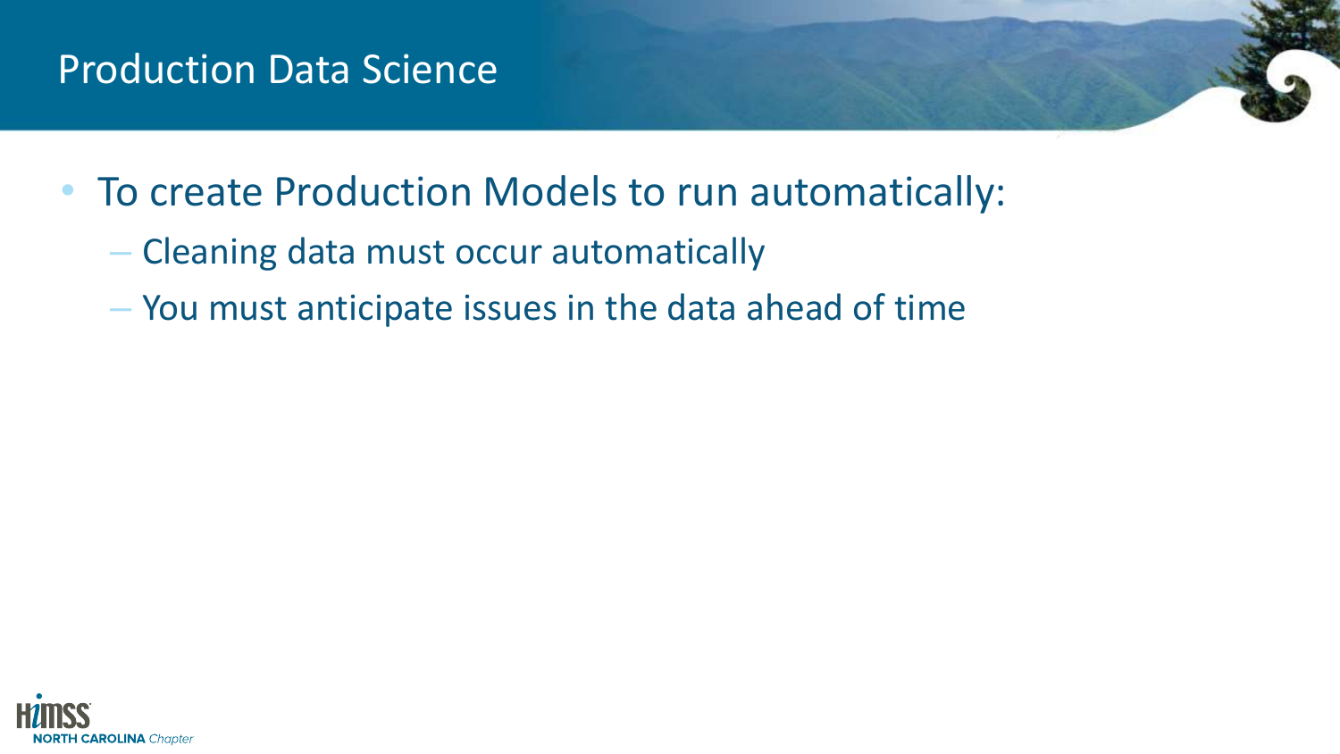# Production Data Science

- To create Production Models to run automatically:
  - Cleaning data must occur automatically
  - You must anticipate issues in the data ahead of time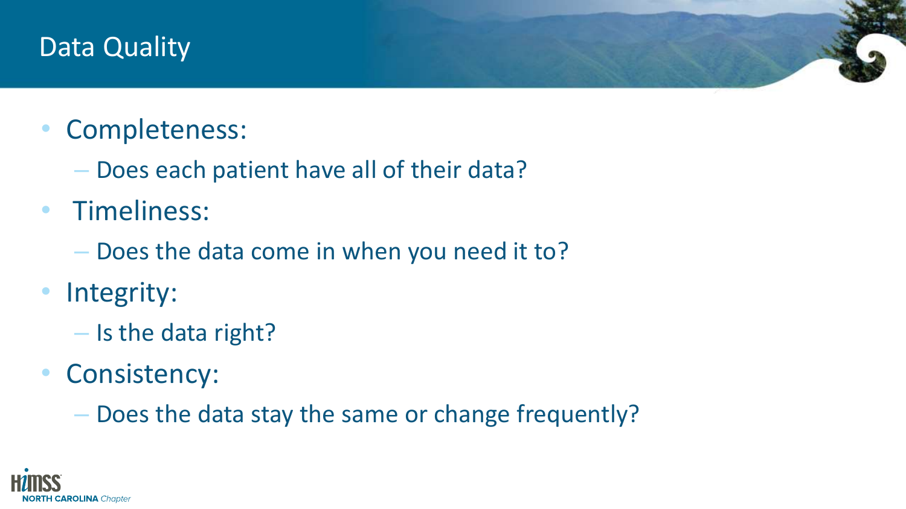# Data Quality

- Completeness:
  - Does each patient have all of their data?
- Timeliness:
  - Does the data come in when you need it to?
- Integrity:
  - Is the data right?
- Consistency:
  - Does the data stay the same or change frequently?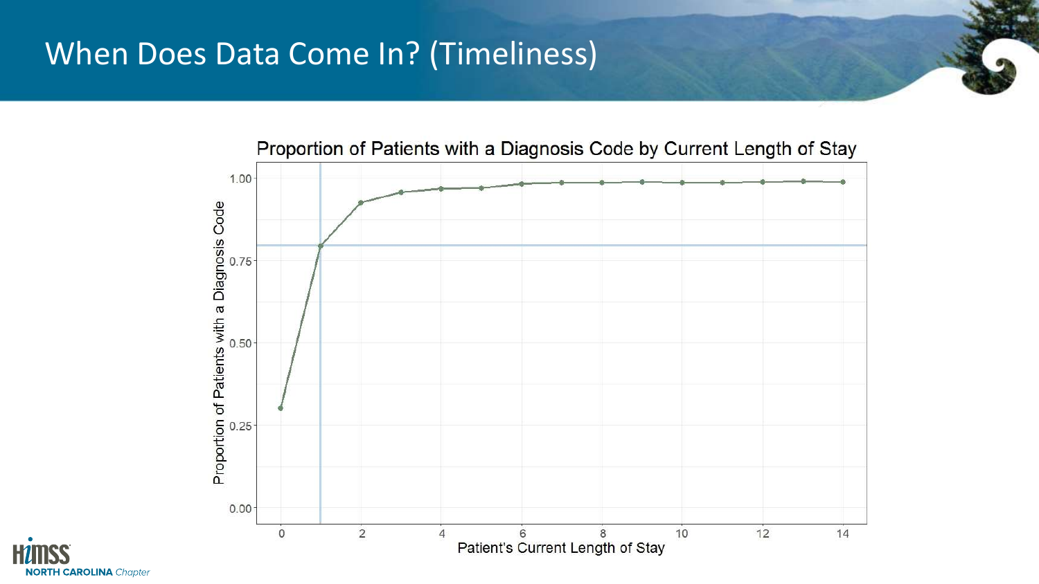# When Does Data Come In? (Timeliness)

Proportion of Patients with a Diagnosis Code by Current Length of Stay

Proportion of Patients with a Diagnosis Code

Patient's Current Length of Stay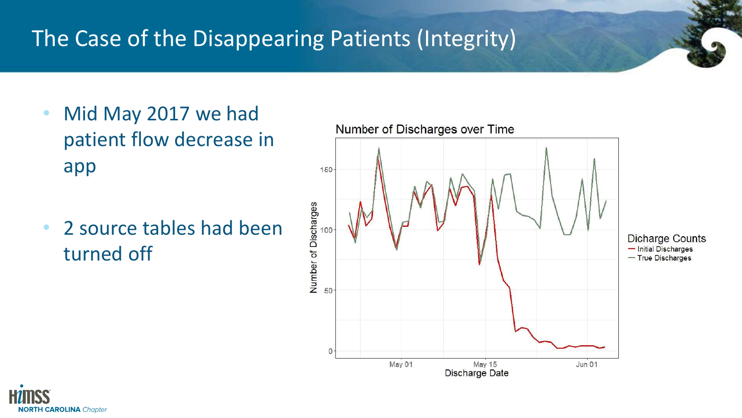# The Case of the Disappearing Patients (Integrity)

- Mid May 2017 we had patient flow decrease in app
- 2 source tables had been turned off

**Number of Discharges over Time**

Dicharge Counts
- Initial Discharges
- True Discharges

Number of Discharges: 0, 50, 100, 150

Discharge Date: May 01, May 15, Jun 01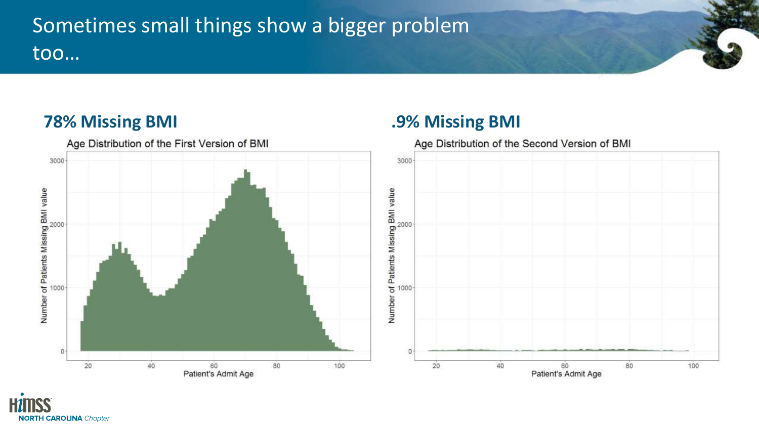# Sometimes small things show a bigger problem too…

**78% Missing BMI**

Age Distribution of the First Version of BMI

**.9% Missing BMI**

Age Distribution of the Second Version of BMI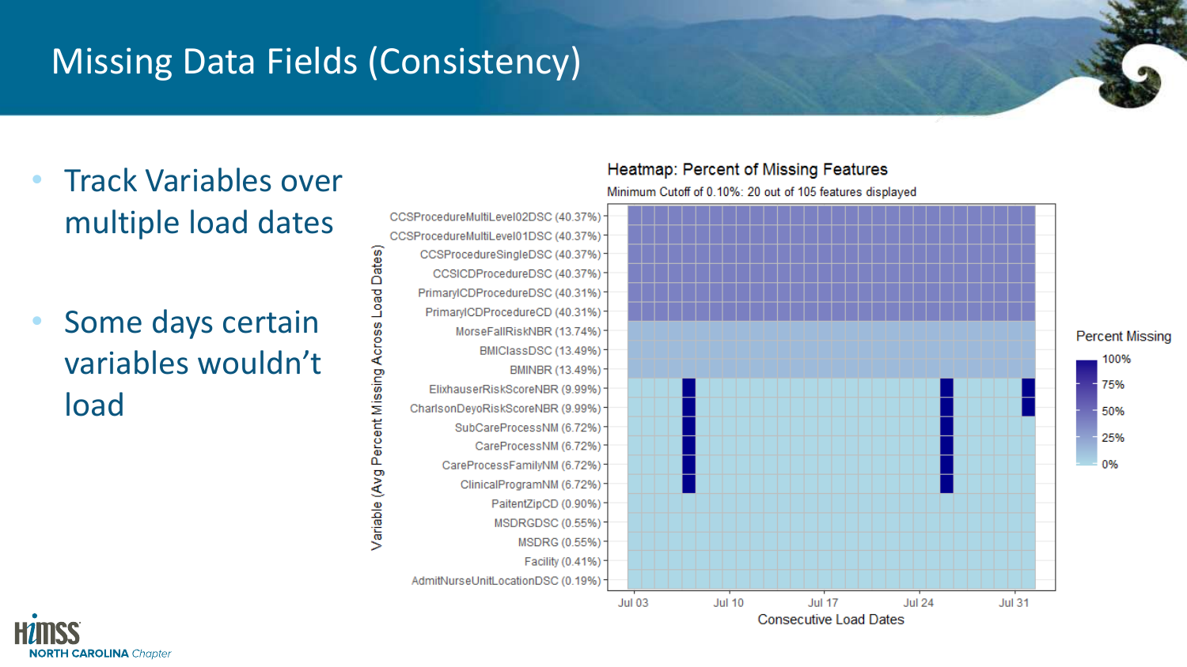# Missing Data Fields (Consistency)

- Track Variables over multiple load dates
- Some days certain variables wouldn't load

**Heatmap: Percent of Missing Features**

Minimum Cutoff of 0.10%: 20 out of 105 features displayed

Variable (Avg Percent Missing Across Load Dates):

- CCSProcedureMultiLevel02DSC (40.37%)
- CCSProcedureMultiLevel01DSC (40.37%)
- CCSProcedureSingleDSC (40.37%)
- CCSICDProcedureDSC (40.37%)
- PrimaryICDProcedureDSC (40.31%)
- PrimaryICDProcedureCD (40.31%)
- MorseFallRiskNBR (13.74%)
- BMIClassDSC (13.49%)
- BMINBR (13.49%)
- ElixhauserRiskScoreNBR (9.99%)
- CharlsonDeyoRiskScoreNBR (9.99%)
- SubCareProcessNM (6.72%)
- CareProcessNM (6.72%)
- CareProcessFamilyNM (6.72%)
- ClinicalProgramNM (6.72%)
- PaitentZipCD (0.90%)
- MSDRGDSC (0.55%)
- MSDRG (0.55%)
- Facility (0.41%)
- AdmitNurseUnitLocationDSC (0.19%)

Consecutive Load Dates: Jul 03, Jul 10, Jul 17, Jul 24, Jul 31

Percent Missing: 100%, 75%, 50%, 25%, 0%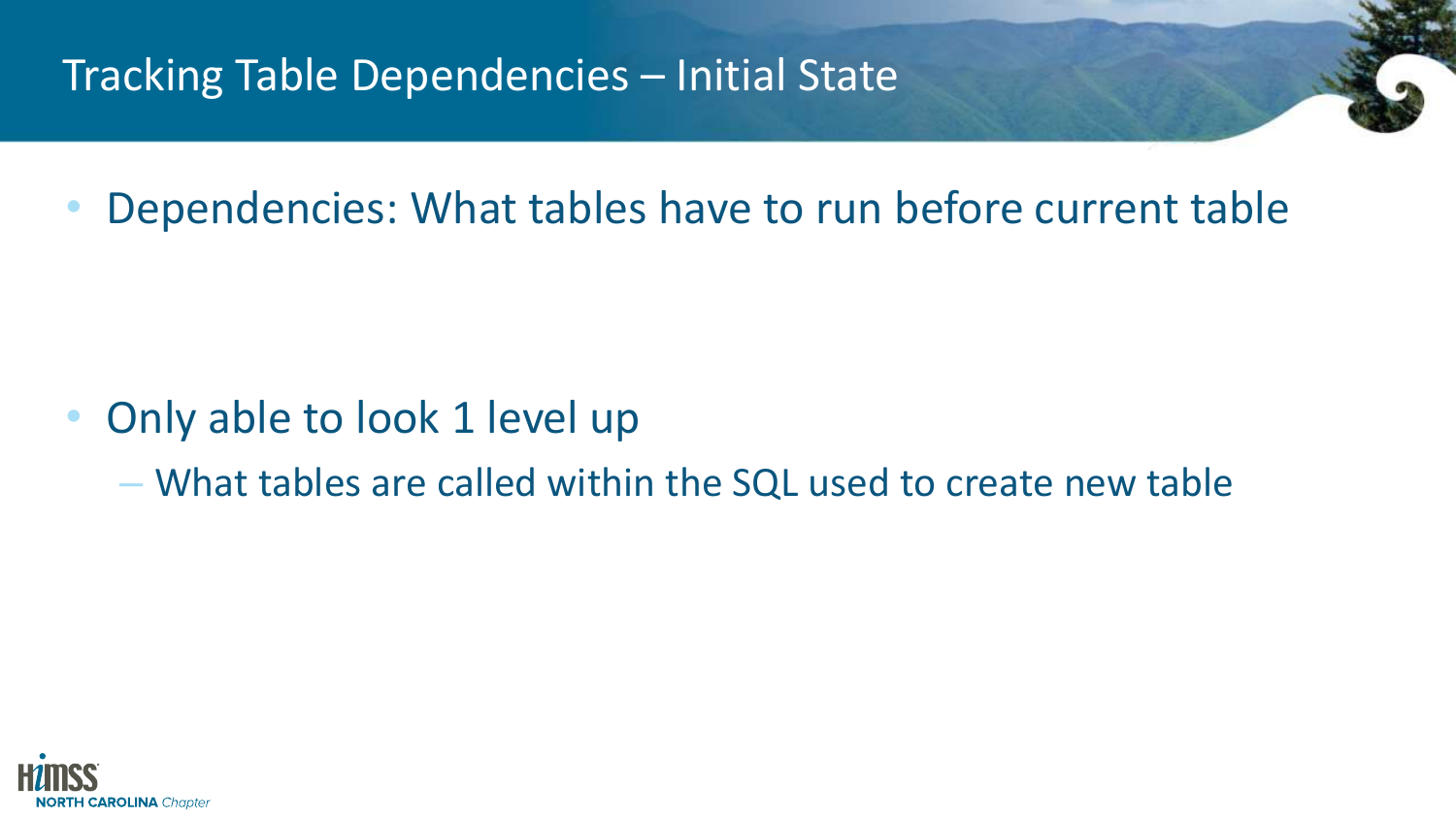# Tracking Table Dependencies – Initial State

- Dependencies: What tables have to run before current table

- Only able to look 1 level up
  - What tables are called within the SQL used to create new table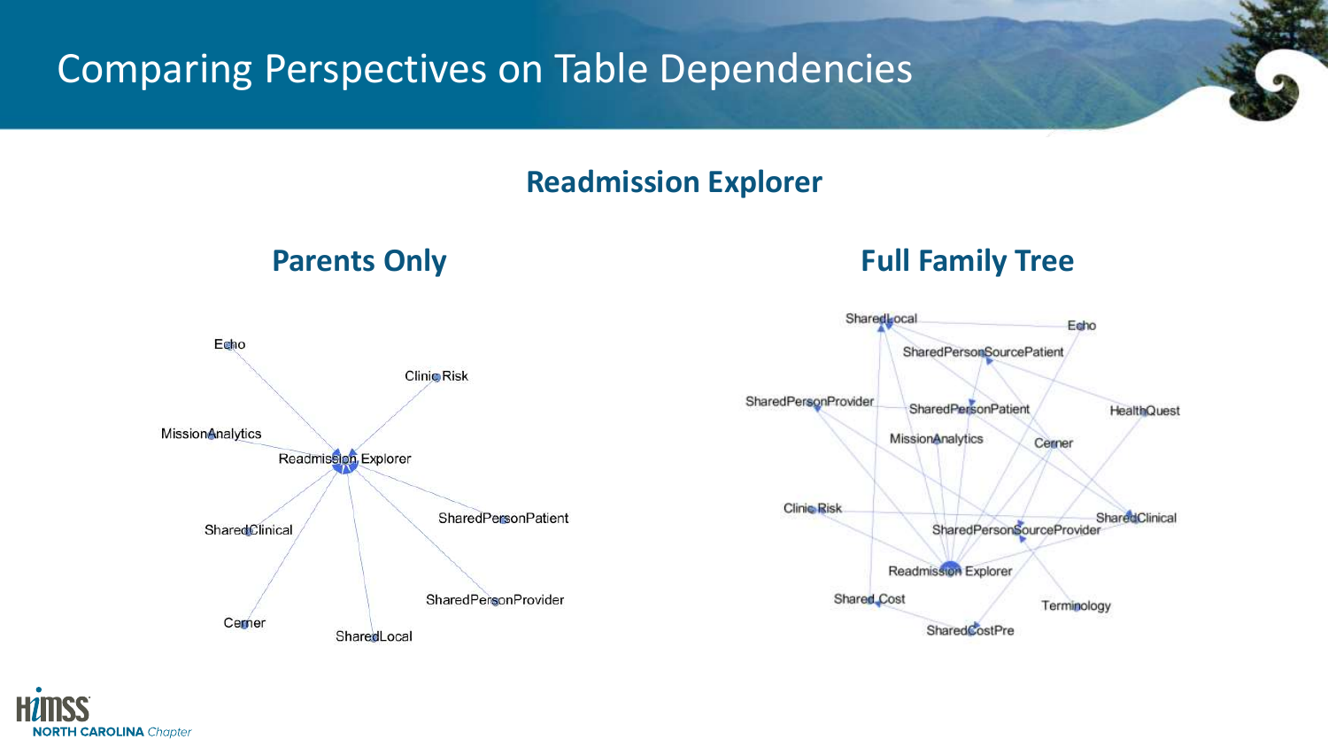# Comparing Perspectives on Table Dependencies

## Readmission Explorer

### Parents Only

Echo

Clinic Risk

MissionAnalytics

Readmission Explorer

SharedClinical

SharedPersonPatient

SharedPersonProvider

Cerner

SharedLocal

### Full Family Tree

SharedLocal

Echo

SharedPersonSourcePatient

SharedPersonProvider

SharedPersonPatient

HealthQuest

MissionAnalytics

Cerner

Clinic Risk

SharedClinical

SharedPersonSourceProvider

Readmission Explorer

Shared Cost

Terminology

SharedCostPre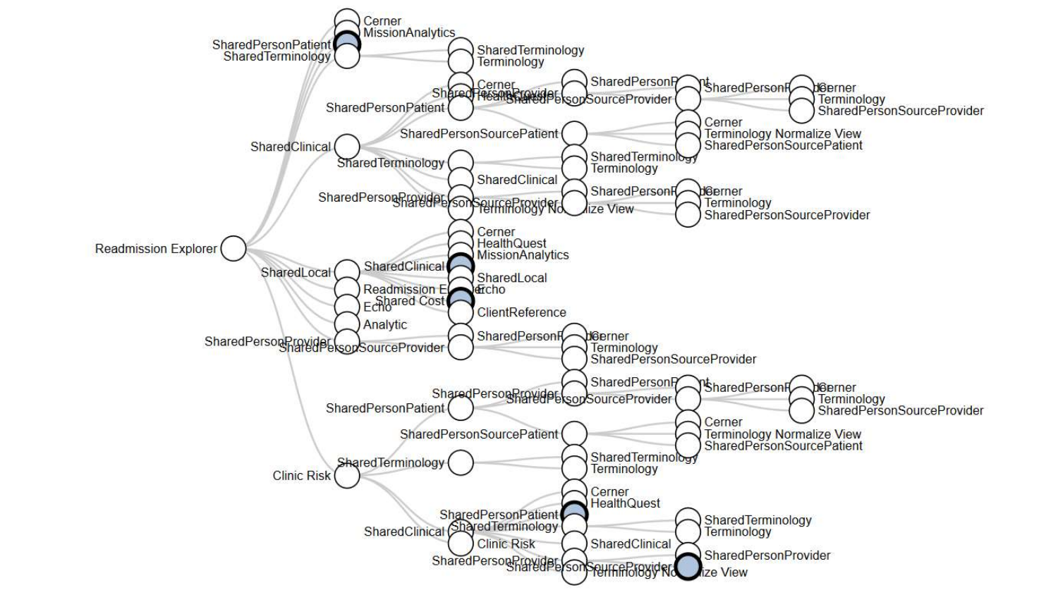Cerner
MissionAnalytics
SharedPersonPatient
SharedTerminology
SharedTerminology
Terminology
Cerner
HealthQuest
SharedPersonProvider
SharedPersonPatient
SharedPersonSourceProvider
SharedPersonPatient
SharedPersonProvider
Cerner
Terminology
SharedPersonSourceProvider
SharedClinical
SharedPersonSourcePatient
Cerner
Terminology Normalize View
SharedPersonSourcePatient
SharedTerminology
SharedTerminology
Terminology
SharedClinical
SharedPersonProvider
SharedPersonProvider
Cerner
SharedPersonSourceProvider
Terminology Normalize View
Terminology
SharedPersonSourceProvider

Cerner
HealthQuest
MissionAnalytics
Readmission Explorer
SharedLocal
SharedClinical
SharedLocal
Readmission Explorer
Echo
Shared Cost
Echo
ClientReference
Analytic
SharedPersonProvider
SharedPersonProvider
Cerner
SharedPersonSourceProvider
Terminology
SharedPersonSourceProvider

SharedPersonPatient
SharedPersonProvider
SharedPersonProvider
Cerner
SharedPersonPatient
SharedPersonSourceProvider
Terminology
SharedPersonSourceProvider
SharedPersonSourcePatient
Cerner
Terminology Normalize View
SharedPersonSourcePatient
SharedTerminology
SharedTerminology
Clinic Risk
Terminology
Cerner
HealthQuest
SharedPersonPatient
SharedTerminology
SharedTerminology
Terminology
SharedClinical
Clinic Risk
SharedClinical
SharedPersonProvider
SharedPersonProvider
SharedPersonSourceProvider
Terminology Normalize View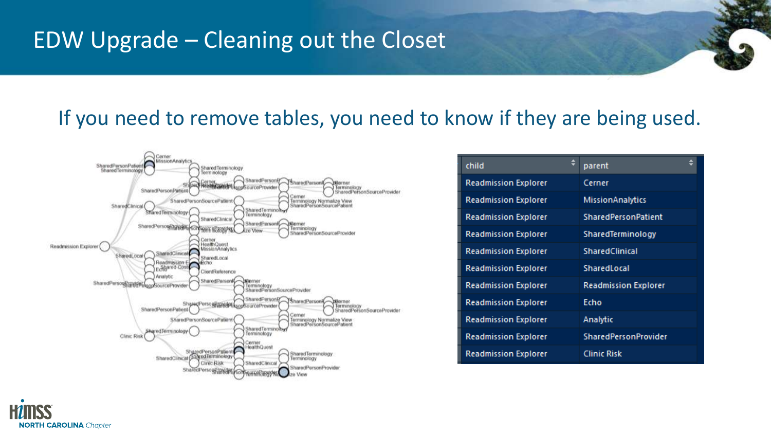# EDW Upgrade – Cleaning out the Closet

If you need to remove tables, you need to know if they are being used.

| child | parent |
| --- | --- |
| Readmission Explorer | Cerner |
| Readmission Explorer | MissionAnalytics |
| Readmission Explorer | SharedPersonPatient |
| Readmission Explorer | SharedTerminology |
| Readmission Explorer | SharedClinical |
| Readmission Explorer | SharedLocal |
| Readmission Explorer | Readmission Explorer |
| Readmission Explorer | Echo |
| Readmission Explorer | Analytic |
| Readmission Explorer | SharedPersonProvider |
| Readmission Explorer | Clinic Risk |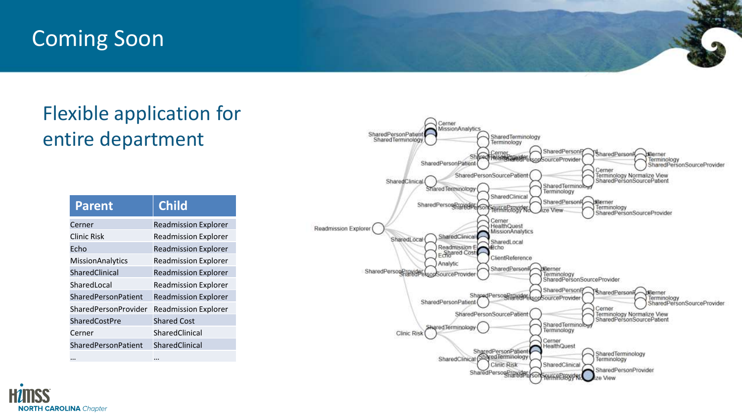# Coming Soon

## Flexible application for entire department

| Parent | Child |
|---|---|
| Cerner | Readmission Explorer |
| Clinic Risk | Readmission Explorer |
| Echo | Readmission Explorer |
| MissionAnalytics | Readmission Explorer |
| SharedClinical | Readmission Explorer |
| SharedLocal | Readmission Explorer |
| SharedPersonPatient | Readmission Explorer |
| SharedPersonProvider | Readmission Explorer |
| SharedCostPre | Shared Cost |
| Cerner | SharedClinical |
| SharedPersonPatient | SharedClinical |
| … | … |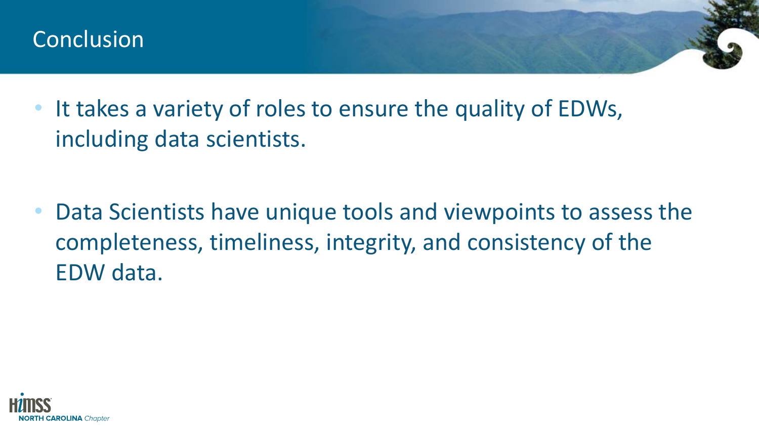# Conclusion

- It takes a variety of roles to ensure the quality of EDWs, including data scientists.
- Data Scientists have unique tools and viewpoints to assess the completeness, timeliness, integrity, and consistency of the EDW data.